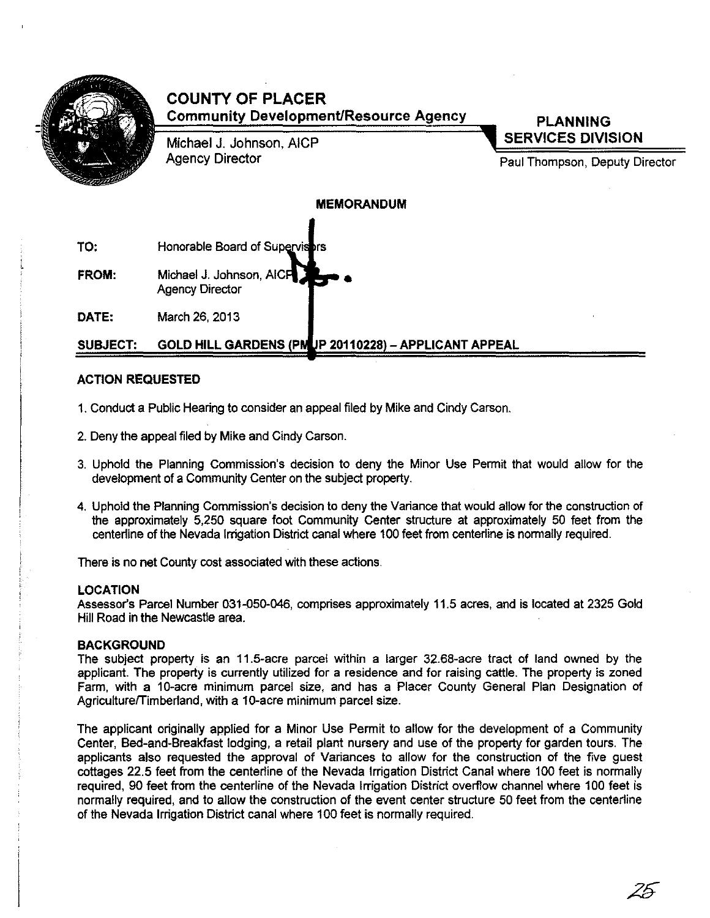# COUNTY OF PLACER

**Community Development/Resource Agency**

Michael J. Johnson, AICP
Agency Director

**PLANNING SERVICES DIVISION**

Paul Thompson, Deputy Director

## MEMORANDUM

**TO:** Honorable Board of Supervisors

**FROM:** Michael J. Johnson, AICP
Agency Director

**DATE:** March 26, 2013

**SUBJECT:** **GOLD HILL GARDENS (PMUP 20110228) – APPLICANT APPEAL**

### ACTION REQUESTED

1. Conduct a Public Hearing to consider an appeal filed by Mike and Cindy Carson.
2. Deny the appeal filed by Mike and Cindy Carson.
3. Uphold the Planning Commission's decision to deny the Minor Use Permit that would allow for the development of a Community Center on the subject property.
4. Uphold the Planning Commission's decision to deny the Variance that would allow for the construction of the approximately 5,250 square foot Community Center structure at approximately 50 feet from the centerline of the Nevada Irrigation District canal where 100 feet from centerline is normally required.

There is no net County cost associated with these actions.

### LOCATION

Assessor's Parcel Number 031-050-046, comprises approximately 11.5 acres, and is located at 2325 Gold Hill Road in the Newcastle area.

### BACKGROUND

The subject property is an 11.5-acre parcel within a larger 32.68-acre tract of land owned by the applicant. The property is currently utilized for a residence and for raising cattle. The property is zoned Farm, with a 10-acre minimum parcel size, and has a Placer County General Plan Designation of Agriculture/Timberland, with a 10-acre minimum parcel size.

The applicant originally applied for a Minor Use Permit to allow for the development of a Community Center, Bed-and-Breakfast lodging, a retail plant nursery and use of the property for garden tours. The applicants also requested the approval of Variances to allow for the construction of the five guest cottages 22.5 feet from the centerline of the Nevada Irrigation District Canal where 100 feet is normally required, 90 feet from the centerline of the Nevada Irrigation District overflow channel where 100 feet is normally required, and to allow the construction of the event center structure 50 feet from the centerline of the Nevada Irrigation District canal where 100 feet is normally required.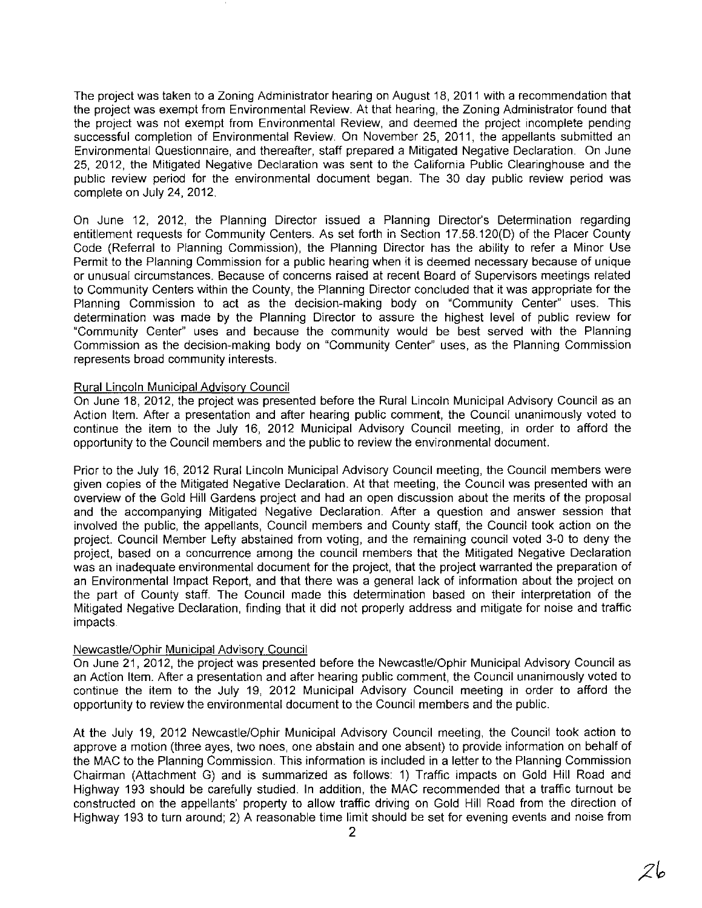The project was taken to a Zoning Administrator hearing on August 18, 2011 with a recommendation that the project was exempt from Environmental Review. At that hearing, the Zoning Administrator found that the project was not exempt from Environmental Review, and deemed the project incomplete pending successful completion of Environmental Review. On November 25, 2011, the appellants submitted an Environmental Questionnaire, and thereafter, staff prepared a Mitigated Negative Declaration. On June 25, 2012, the Mitigated Negative Declaration was sent to the California Public Clearinghouse and the public review period for the environmental document began. The 30 day public review period was complete on July 24, 2012.

On June 12, 2012, the Planning Director issued a Planning Director's Determination regarding entitlement requests for Community Centers. As set forth in Section 17.58.120(D) of the Placer County Code (Referral to Planning Commission), the Planning Director has the ability to refer a Minor Use Permit to the Planning Commission for a public hearing when it is deemed necessary because of unique or unusual circumstances. Because of concerns raised at recent Board of Supervisors meetings related to Community Centers within the County, the Planning Director concluded that it was appropriate for the Planning Commission to act as the decision-making body on "Community Center" uses. This determination was made by the Planning Director to assure the highest level of public review for "Community Center" uses and because the community would be best served with the Planning Commission as the decision-making body on "Community Center" uses, as the Planning Commission represents broad community interests.

Rural Lincoln Municipal Advisory Council

On June 18, 2012, the project was presented before the Rural Lincoln Municipal Advisory Council as an Action Item. After a presentation and after hearing public comment, the Council unanimously voted to continue the item to the July 16, 2012 Municipal Advisory Council meeting, in order to afford the opportunity to the Council members and the public to review the environmental document.

Prior to the July 16, 2012 Rural Lincoln Municipal Advisory Council meeting, the Council members were given copies of the Mitigated Negative Declaration. At that meeting, the Council was presented with an overview of the Gold Hill Gardens project and had an open discussion about the merits of the proposal and the accompanying Mitigated Negative Declaration. After a question and answer session that involved the public, the appellants, Council members and County staff, the Council took action on the project. Council Member Lefty abstained from voting, and the remaining council voted 3-0 to deny the project, based on a concurrence among the council members that the Mitigated Negative Declaration was an inadequate environmental document for the project, that the project warranted the preparation of an Environmental Impact Report, and that there was a general lack of information about the project on the part of County staff. The Council made this determination based on their interpretation of the Mitigated Negative Declaration, finding that it did not properly address and mitigate for noise and traffic impacts.

Newcastle/Ophir Municipal Advisory Council

On June 21, 2012, the project was presented before the Newcastle/Ophir Municipal Advisory Council as an Action Item. After a presentation and after hearing public comment, the Council unanimously voted to continue the item to the July 19, 2012 Municipal Advisory Council meeting in order to afford the opportunity to review the environmental document to the Council members and the public.

At the July 19, 2012 Newcastle/Ophir Municipal Advisory Council meeting, the Council took action to approve a motion (three ayes, two noes, one abstain and one absent) to provide information on behalf of the MAC to the Planning Commission. This information is included in a letter to the Planning Commission Chairman (Attachment G) and is summarized as follows: 1) Traffic impacts on Gold Hill Road and Highway 193 should be carefully studied. In addition, the MAC recommended that a traffic turnout be constructed on the appellants' property to allow traffic driving on Gold Hill Road from the direction of Highway 193 to turn around; 2) A reasonable time limit should be set for evening events and noise from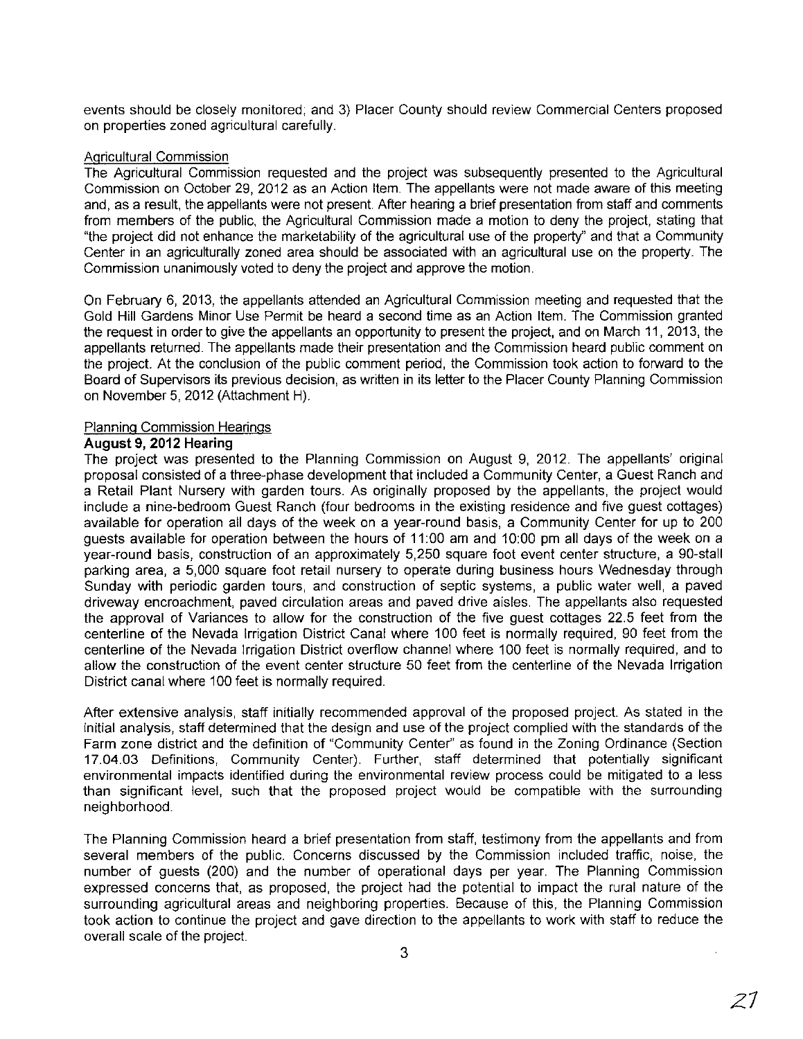events should be closely monitored; and 3) Placer County should review Commercial Centers proposed on properties zoned agricultural carefully.

Agricultural Commission

The Agricultural Commission requested and the project was subsequently presented to the Agricultural Commission on October 29, 2012 as an Action Item. The appellants were not made aware of this meeting and, as a result, the appellants were not present. After hearing a brief presentation from staff and comments from members of the public, the Agricultural Commission made a motion to deny the project, stating that "the project did not enhance the marketability of the agricultural use of the property" and that a Community Center in an agriculturally zoned area should be associated with an agricultural use on the property. The Commission unanimously voted to deny the project and approve the motion.

On February 6, 2013, the appellants attended an Agricultural Commission meeting and requested that the Gold Hill Gardens Minor Use Permit be heard a second time as an Action Item. The Commission granted the request in order to give the appellants an opportunity to present the project, and on March 11, 2013, the appellants returned. The appellants made their presentation and the Commission heard public comment on the project. At the conclusion of the public comment period, the Commission took action to forward to the Board of Supervisors its previous decision, as written in its letter to the Placer County Planning Commission on November 5, 2012 (Attachment H).

Planning Commission Hearings

**August 9, 2012 Hearing**

The project was presented to the Planning Commission on August 9, 2012. The appellants' original proposal consisted of a three-phase development that included a Community Center, a Guest Ranch and a Retail Plant Nursery with garden tours. As originally proposed by the appellants, the project would include a nine-bedroom Guest Ranch (four bedrooms in the existing residence and five guest cottages) available for operation all days of the week on a year-round basis, a Community Center for up to 200 guests available for operation between the hours of 11:00 am and 10:00 pm all days of the week on a year-round basis, construction of an approximately 5,250 square foot event center structure, a 90-stall parking area, a 5,000 square foot retail nursery to operate during business hours Wednesday through Sunday with periodic garden tours, and construction of septic systems, a public water well, a paved driveway encroachment, paved circulation areas and paved drive aisles. The appellants also requested the approval of Variances to allow for the construction of the five guest cottages 22.5 feet from the centerline of the Nevada Irrigation District Canal where 100 feet is normally required, 90 feet from the centerline of the Nevada Irrigation District overflow channel where 100 feet is normally required, and to allow the construction of the event center structure 50 feet from the centerline of the Nevada Irrigation District canal where 100 feet is normally required.

After extensive analysis, staff initially recommended approval of the proposed project. As stated in the initial analysis, staff determined that the design and use of the project complied with the standards of the Farm zone district and the definition of "Community Center" as found in the Zoning Ordinance (Section 17.04.03 Definitions, Community Center). Further, staff determined that potentially significant environmental impacts identified during the environmental review process could be mitigated to a less than significant level, such that the proposed project would be compatible with the surrounding neighborhood.

The Planning Commission heard a brief presentation from staff, testimony from the appellants and from several members of the public. Concerns discussed by the Commission included traffic, noise, the number of guests (200) and the number of operational days per year. The Planning Commission expressed concerns that, as proposed, the project had the potential to impact the rural nature of the surrounding agricultural areas and neighboring properties. Because of this, the Planning Commission took action to continue the project and gave direction to the appellants to work with staff to reduce the overall scale of the project.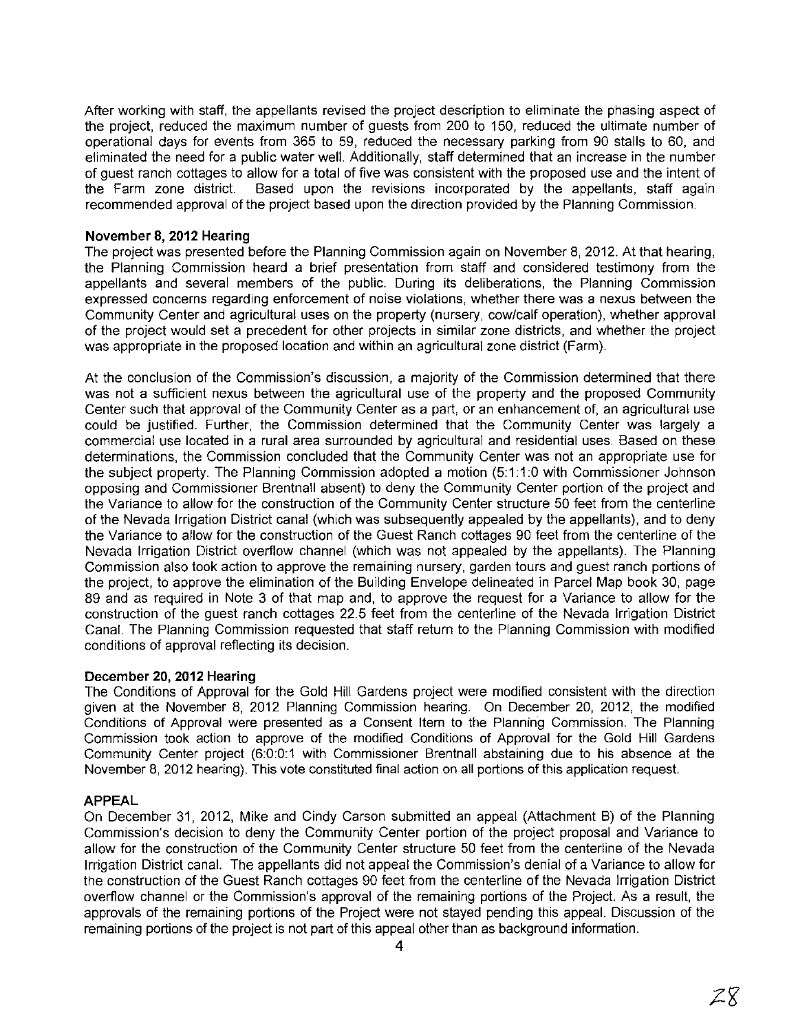After working with staff, the appellants revised the project description to eliminate the phasing aspect of the project, reduced the maximum number of guests from 200 to 150, reduced the ultimate number of operational days for events from 365 to 59, reduced the necessary parking from 90 stalls to 60, and eliminated the need for a public water well. Additionally, staff determined that an increase in the number of guest ranch cottages to allow for a total of five was consistent with the proposed use and the intent of the Farm zone district. Based upon the revisions incorporated by the appellants, staff again recommended approval of the project based upon the direction provided by the Planning Commission.

**November 8, 2012 Hearing**

The project was presented before the Planning Commission again on November 8, 2012. At that hearing, the Planning Commission heard a brief presentation from staff and considered testimony from the appellants and several members of the public. During its deliberations, the Planning Commission expressed concerns regarding enforcement of noise violations, whether there was a nexus between the Community Center and agricultural uses on the property (nursery, cow/calf operation), whether approval of the project would set a precedent for other projects in similar zone districts, and whether the project was appropriate in the proposed location and within an agricultural zone district (Farm).

At the conclusion of the Commission's discussion, a majority of the Commission determined that there was not a sufficient nexus between the agricultural use of the property and the proposed Community Center such that approval of the Community Center as a part, or an enhancement of, an agricultural use could be justified. Further, the Commission determined that the Community Center was largely a commercial use located in a rural area surrounded by agricultural and residential uses. Based on these determinations, the Commission concluded that the Community Center was not an appropriate use for the subject property. The Planning Commission adopted a motion (5:1:1:0 with Commissioner Johnson opposing and Commissioner Brentnall absent) to deny the Community Center portion of the project and the Variance to allow for the construction of the Community Center structure 50 feet from the centerline of the Nevada Irrigation District canal (which was subsequently appealed by the appellants), and to deny the Variance to allow for the construction of the Guest Ranch cottages 90 feet from the centerline of the Nevada Irrigation District overflow channel (which was not appealed by the appellants). The Planning Commission also took action to approve the remaining nursery, garden tours and guest ranch portions of the project, to approve the elimination of the Building Envelope delineated in Parcel Map book 30, page 89 and as required in Note 3 of that map and, to approve the request for a Variance to allow for the construction of the guest ranch cottages 22.5 feet from the centerline of the Nevada Irrigation District Canal. The Planning Commission requested that staff return to the Planning Commission with modified conditions of approval reflecting its decision.

**December 20, 2012 Hearing**

The Conditions of Approval for the Gold Hill Gardens project were modified consistent with the direction given at the November 8, 2012 Planning Commission hearing. On December 20, 2012, the modified Conditions of Approval were presented as a Consent Item to the Planning Commission. The Planning Commission took action to approve of the modified Conditions of Approval for the Gold Hill Gardens Community Center project (6:0:0:1 with Commissioner Brentnall abstaining due to his absence at the November 8, 2012 hearing). This vote constituted final action on all portions of this application request.

**APPEAL**

On December 31, 2012, Mike and Cindy Carson submitted an appeal (Attachment B) of the Planning Commission's decision to deny the Community Center portion of the project proposal and Variance to allow for the construction of the Community Center structure 50 feet from the centerline of the Nevada Irrigation District canal. The appellants did not appeal the Commission's denial of a Variance to allow for the construction of the Guest Ranch cottages 90 feet from the centerline of the Nevada Irrigation District overflow channel or the Commission's approval of the remaining portions of the Project. As a result, the approvals of the remaining portions of the Project were not stayed pending this appeal. Discussion of the remaining portions of the project is not part of this appeal other than as background information.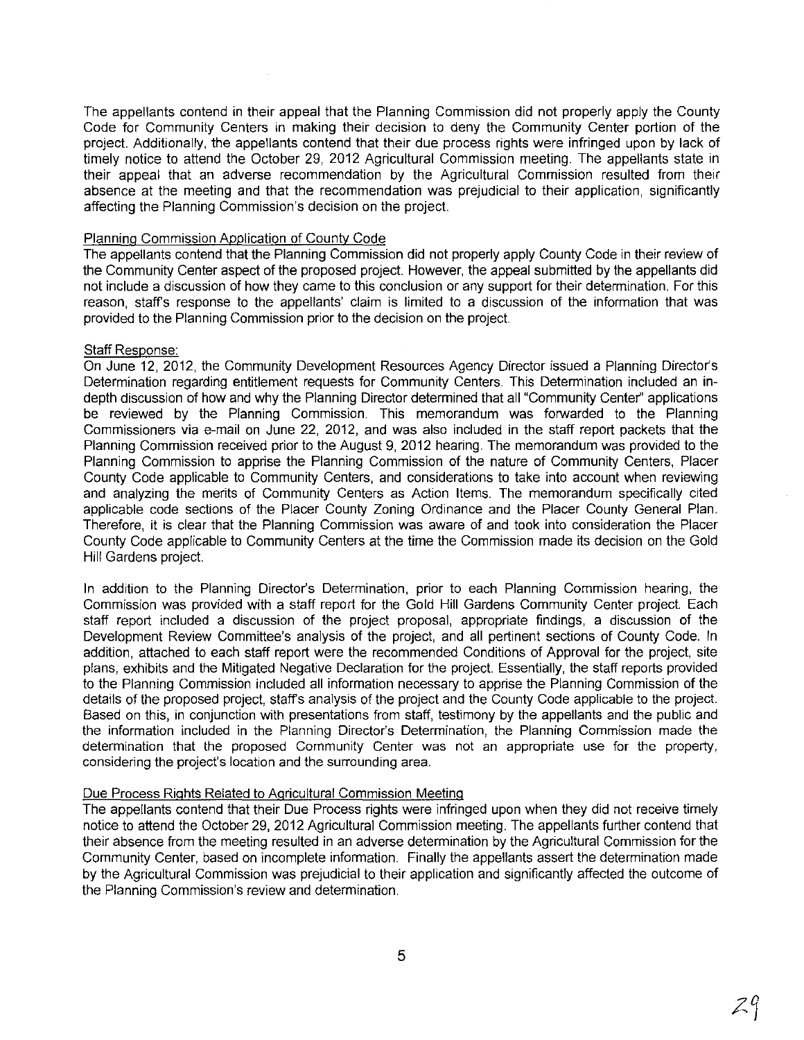The appellants contend in their appeal that the Planning Commission did not properly apply the County Code for Community Centers in making their decision to deny the Community Center portion of the project. Additionally, the appellants contend that their due process rights were infringed upon by lack of timely notice to attend the October 29, 2012 Agricultural Commission meeting. The appellants state in their appeal that an adverse recommendation by the Agricultural Commission resulted from their absence at the meeting and that the recommendation was prejudicial to their application, significantly affecting the Planning Commission's decision on the project.

## Planning Commission Application of County Code

The appellants contend that the Planning Commission did not properly apply County Code in their review of the Community Center aspect of the proposed project. However, the appeal submitted by the appellants did not include a discussion of how they came to this conclusion or any support for their determination. For this reason, staff's response to the appellants' claim is limited to a discussion of the information that was provided to the Planning Commission prior to the decision on the project.

### Staff Response:

On June 12, 2012, the Community Development Resources Agency Director issued a Planning Director's Determination regarding entitlement requests for Community Centers. This Determination included an in-depth discussion of how and why the Planning Director determined that all "Community Center" applications be reviewed by the Planning Commission. This memorandum was forwarded to the Planning Commissioners via e-mail on June 22, 2012, and was also included in the staff report packets that the Planning Commission received prior to the August 9, 2012 hearing. The memorandum was provided to the Planning Commission to apprise the Planning Commission of the nature of Community Centers, Placer County Code applicable to Community Centers, and considerations to take into account when reviewing and analyzing the merits of Community Centers as Action Items. The memorandum specifically cited applicable code sections of the Placer County Zoning Ordinance and the Placer County General Plan. Therefore, it is clear that the Planning Commission was aware of and took into consideration the Placer County Code applicable to Community Centers at the time the Commission made its decision on the Gold Hill Gardens project.

In addition to the Planning Director's Determination, prior to each Planning Commission hearing, the Commission was provided with a staff report for the Gold Hill Gardens Community Center project. Each staff report included a discussion of the project proposal, appropriate findings, a discussion of the Development Review Committee's analysis of the project, and all pertinent sections of County Code. In addition, attached to each staff report were the recommended Conditions of Approval for the project, site plans, exhibits and the Mitigated Negative Declaration for the project. Essentially, the staff reports provided to the Planning Commission included all information necessary to apprise the Planning Commission of the details of the proposed project, staff's analysis of the project and the County Code applicable to the project. Based on this, in conjunction with presentations from staff, testimony by the appellants and the public and the information included in the Planning Director's Determination, the Planning Commission made the determination that the proposed Community Center was not an appropriate use for the property, considering the project's location and the surrounding area.

## Due Process Rights Related to Agricultural Commission Meeting

The appellants contend that their Due Process rights were infringed upon when they did not receive timely notice to attend the October 29, 2012 Agricultural Commission meeting. The appellants further contend that their absence from the meeting resulted in an adverse determination by the Agricultural Commission for the Community Center, based on incomplete information. Finally the appellants assert the determination made by the Agricultural Commission was prejudicial to their application and significantly affected the outcome of the Planning Commission's review and determination.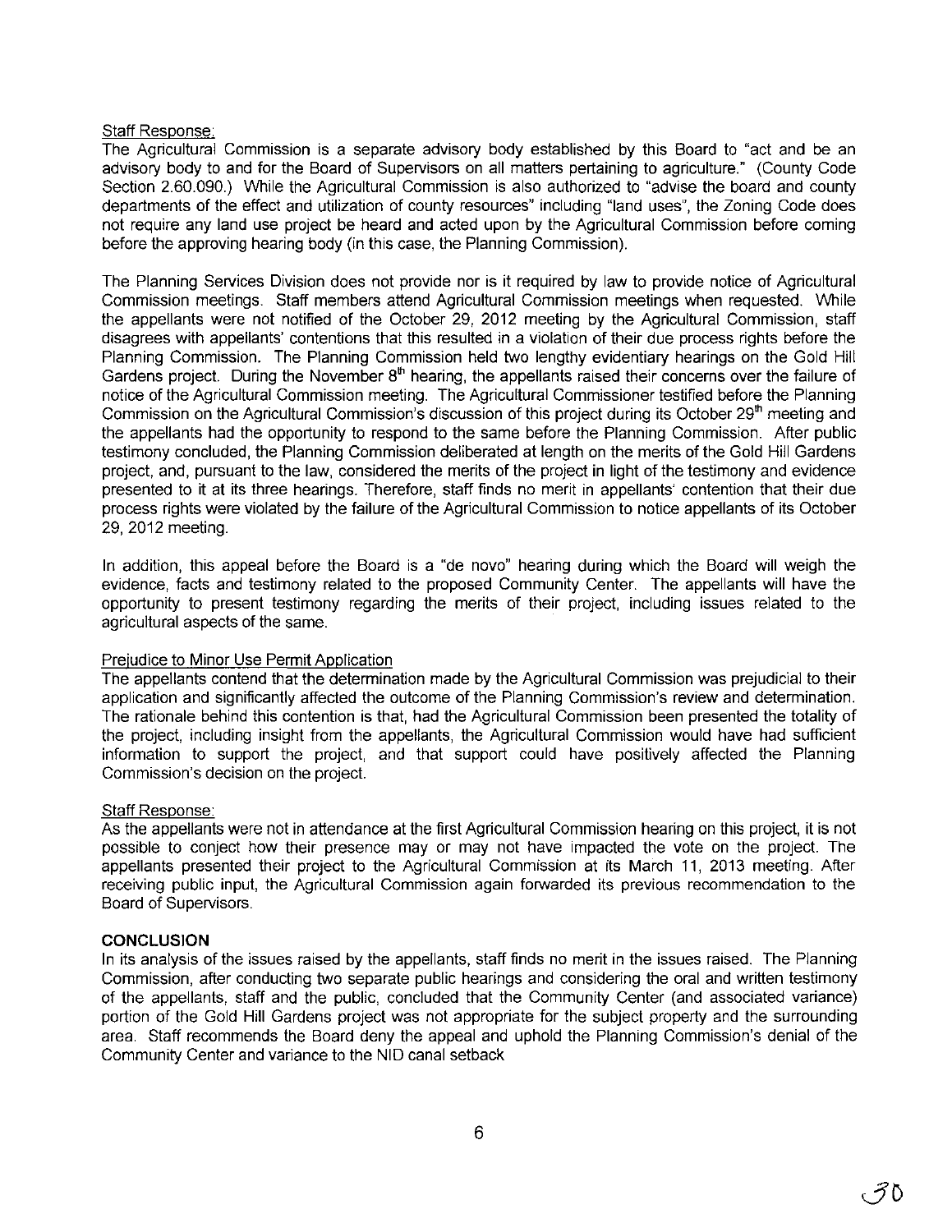Staff Response:

The Agricultural Commission is a separate advisory body established by this Board to "act and be an advisory body to and for the Board of Supervisors on all matters pertaining to agriculture." (County Code Section 2.60.090.) While the Agricultural Commission is also authorized to "advise the board and county departments of the effect and utilization of county resources" including "land uses", the Zoning Code does not require any land use project be heard and acted upon by the Agricultural Commission before coming before the approving hearing body (in this case, the Planning Commission).

The Planning Services Division does not provide nor is it required by law to provide notice of Agricultural Commission meetings. Staff members attend Agricultural Commission meetings when requested. While the appellants were not notified of the October 29, 2012 meeting by the Agricultural Commission, staff disagrees with appellants' contentions that this resulted in a violation of their due process rights before the Planning Commission. The Planning Commission held two lengthy evidentiary hearings on the Gold Hill Gardens project. During the November 8th hearing, the appellants raised their concerns over the failure of notice of the Agricultural Commission meeting. The Agricultural Commissioner testified before the Planning Commission on the Agricultural Commission's discussion of this project during its October 29th meeting and the appellants had the opportunity to respond to the same before the Planning Commission. After public testimony concluded, the Planning Commission deliberated at length on the merits of the Gold Hill Gardens project, and, pursuant to the law, considered the merits of the project in light of the testimony and evidence presented to it at its three hearings. Therefore, staff finds no merit in appellants' contention that their due process rights were violated by the failure of the Agricultural Commission to notice appellants of its October 29, 2012 meeting.

In addition, this appeal before the Board is a "de novo" hearing during which the Board will weigh the evidence, facts and testimony related to the proposed Community Center. The appellants will have the opportunity to present testimony regarding the merits of their project, including issues related to the agricultural aspects of the same.

Prejudice to Minor Use Permit Application

The appellants contend that the determination made by the Agricultural Commission was prejudicial to their application and significantly affected the outcome of the Planning Commission's review and determination. The rationale behind this contention is that, had the Agricultural Commission been presented the totality of the project, including insight from the appellants, the Agricultural Commission would have had sufficient information to support the project, and that support could have positively affected the Planning Commission's decision on the project.

Staff Response:

As the appellants were not in attendance at the first Agricultural Commission hearing on this project, it is not possible to conject how their presence may or may not have impacted the vote on the project. The appellants presented their project to the Agricultural Commission at its March 11, 2013 meeting. After receiving public input, the Agricultural Commission again forwarded its previous recommendation to the Board of Supervisors.

**CONCLUSION**

In its analysis of the issues raised by the appellants, staff finds no merit in the issues raised. The Planning Commission, after conducting two separate public hearings and considering the oral and written testimony of the appellants, staff and the public, concluded that the Community Center (and associated variance) portion of the Gold Hill Gardens project was not appropriate for the subject property and the surrounding area. Staff recommends the Board deny the appeal and uphold the Planning Commission's denial of the Community Center and variance to the NID canal setback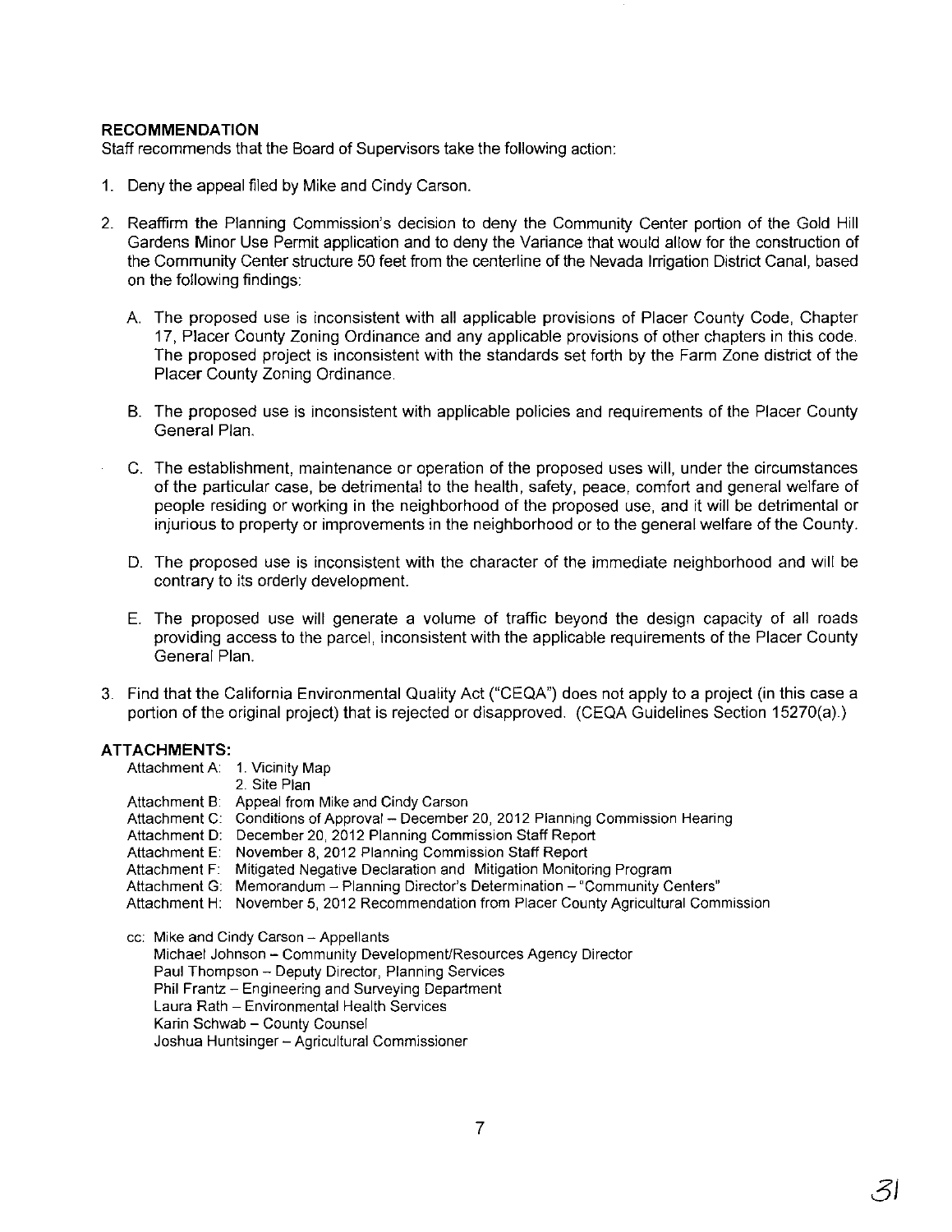**RECOMMENDATION**

Staff recommends that the Board of Supervisors take the following action:

1. Deny the appeal filed by Mike and Cindy Carson.

2. Reaffirm the Planning Commission's decision to deny the Community Center portion of the Gold Hill Gardens Minor Use Permit application and to deny the Variance that would allow for the construction of the Community Center structure 50 feet from the centerline of the Nevada Irrigation District Canal, based on the following findings:

   A. The proposed use is inconsistent with all applicable provisions of Placer County Code, Chapter 17, Placer County Zoning Ordinance and any applicable provisions of other chapters in this code. The proposed project is inconsistent with the standards set forth by the Farm Zone district of the Placer County Zoning Ordinance.

   B. The proposed use is inconsistent with applicable policies and requirements of the Placer County General Plan.

   C. The establishment, maintenance or operation of the proposed uses will, under the circumstances of the particular case, be detrimental to the health, safety, peace, comfort and general welfare of people residing or working in the neighborhood of the proposed use, and it will be detrimental or injurious to property or improvements in the neighborhood or to the general welfare of the County.

   D. The proposed use is inconsistent with the character of the immediate neighborhood and will be contrary to its orderly development.

   E. The proposed use will generate a volume of traffic beyond the design capacity of all roads providing access to the parcel, inconsistent with the applicable requirements of the Placer County General Plan.

3. Find that the California Environmental Quality Act ("CEQA") does not apply to a project (in this case a portion of the original project) that is rejected or disapproved. (CEQA Guidelines Section 15270(a).)

**ATTACHMENTS:**

Attachment A: 1. Vicinity Map
2. Site Plan
Attachment B: Appeal from Mike and Cindy Carson
Attachment C: Conditions of Approval – December 20, 2012 Planning Commission Hearing
Attachment D: December 20, 2012 Planning Commission Staff Report
Attachment E: November 8, 2012 Planning Commission Staff Report
Attachment F: Mitigated Negative Declaration and Mitigation Monitoring Program
Attachment G: Memorandum – Planning Director's Determination – "Community Centers"
Attachment H: November 5, 2012 Recommendation from Placer County Agricultural Commission

cc: Mike and Cindy Carson – Appellants
Michael Johnson – Community Development/Resources Agency Director
Paul Thompson – Deputy Director, Planning Services
Phil Frantz – Engineering and Surveying Department
Laura Rath – Environmental Health Services
Karin Schwab – County Counsel
Joshua Huntsinger – Agricultural Commissioner